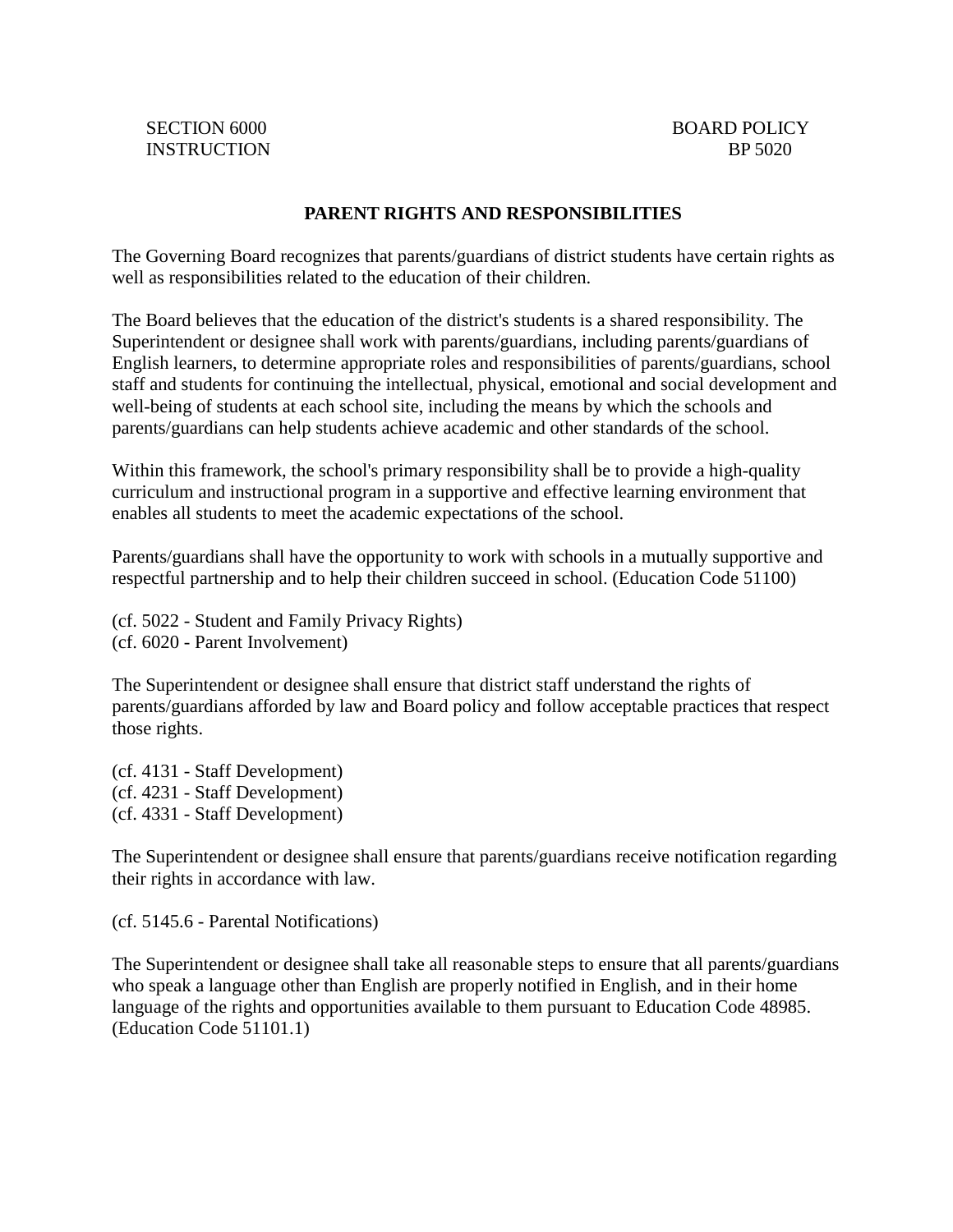SECTION 6000 BOARD POLICY
INSTRUCTION BP 5020

# PARENT RIGHTS AND RESPONSIBILITIES

The Governing Board recognizes that parents/guardians of district students have certain rights as well as responsibilities related to the education of their children.

The Board believes that the education of the district's students is a shared responsibility. The Superintendent or designee shall work with parents/guardians, including parents/guardians of English learners, to determine appropriate roles and responsibilities of parents/guardians, school staff and students for continuing the intellectual, physical, emotional and social development and well-being of students at each school site, including the means by which the schools and parents/guardians can help students achieve academic and other standards of the school.

Within this framework, the school's primary responsibility shall be to provide a high-quality curriculum and instructional program in a supportive and effective learning environment that enables all students to meet the academic expectations of the school.

Parents/guardians shall have the opportunity to work with schools in a mutually supportive and respectful partnership and to help their children succeed in school. (Education Code 51100)

(cf. 5022 - Student and Family Privacy Rights)
(cf. 6020 - Parent Involvement)

The Superintendent or designee shall ensure that district staff understand the rights of parents/guardians afforded by law and Board policy and follow acceptable practices that respect those rights.

(cf. 4131 - Staff Development)
(cf. 4231 - Staff Development)
(cf. 4331 - Staff Development)

The Superintendent or designee shall ensure that parents/guardians receive notification regarding their rights in accordance with law.

(cf. 5145.6 - Parental Notifications)

The Superintendent or designee shall take all reasonable steps to ensure that all parents/guardians who speak a language other than English are properly notified in English, and in their home language of the rights and opportunities available to them pursuant to Education Code 48985. (Education Code 51101.1)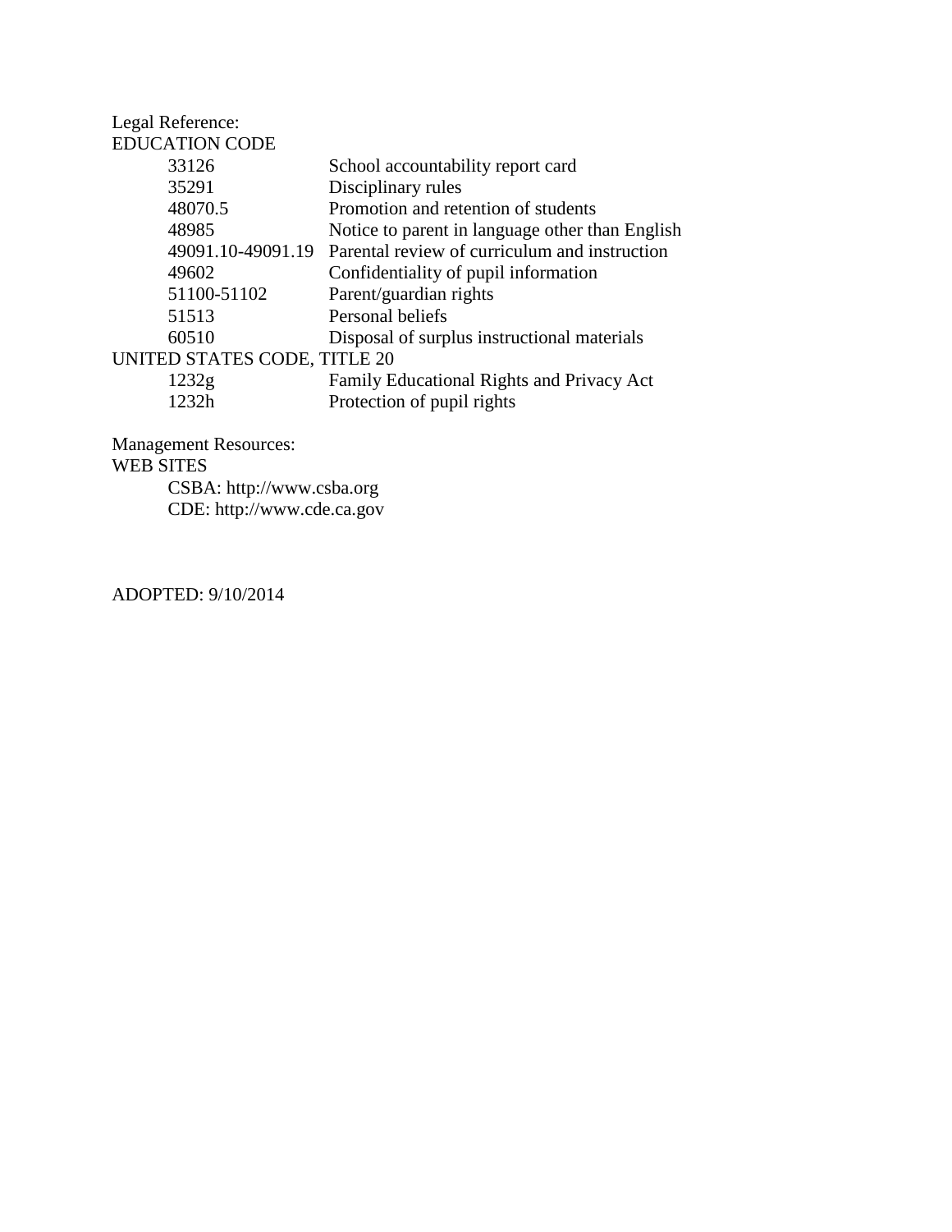Legal Reference:

EDUCATION CODE

| | |
|---|---|
| 33126 | School accountability report card |
| 35291 | Disciplinary rules |
| 48070.5 | Promotion and retention of students |
| 48985 | Notice to parent in language other than English |
| 49091.10-49091.19 | Parental review of curriculum and instruction |
| 49602 | Confidentiality of pupil information |
| 51100-51102 | Parent/guardian rights |
| 51513 | Personal beliefs |
| 60510 | Disposal of surplus instructional materials |

UNITED STATES CODE, TITLE 20

| | |
|---|---|
| 1232g | Family Educational Rights and Privacy Act |
| 1232h | Protection of pupil rights |

Management Resources:

WEB SITES

CSBA: http://www.csba.org

CDE: http://www.cde.ca.gov

ADOPTED: 9/10/2014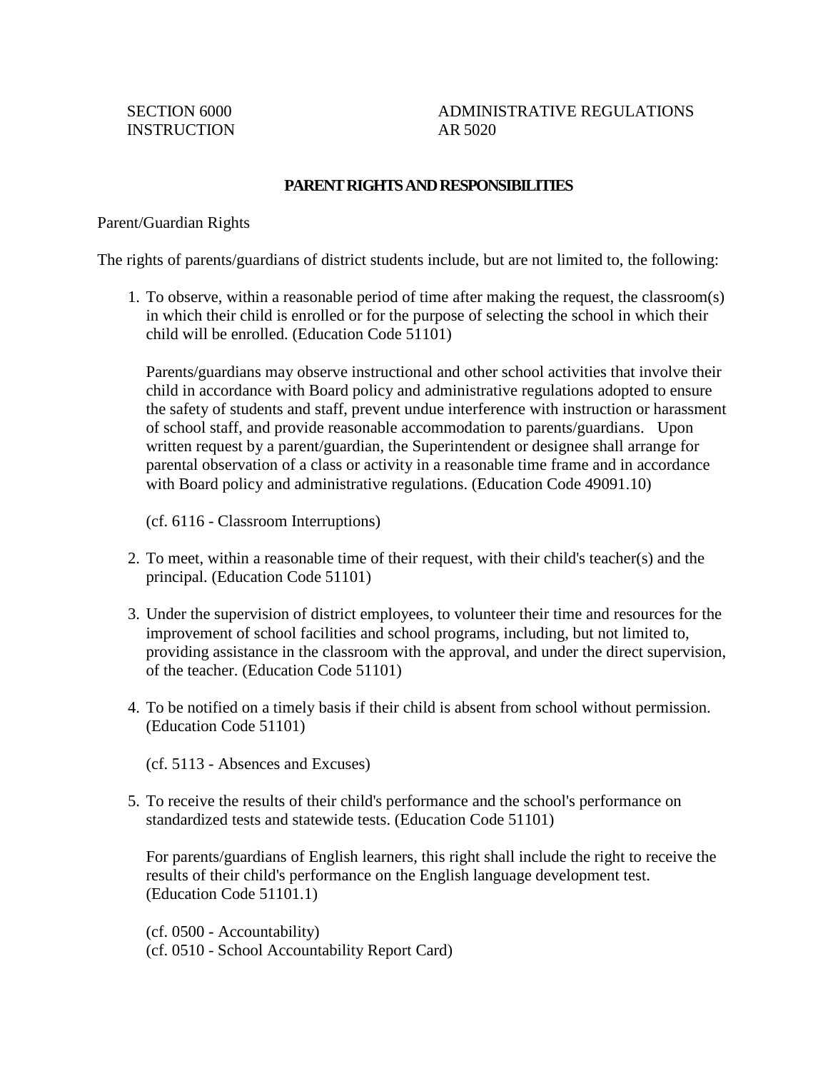SECTION 6000 INSTRUCTION

ADMINISTRATIVE REGULATIONS AR 5020

## PARENT RIGHTS AND RESPONSIBILITIES

Parent/Guardian Rights

The rights of parents/guardians of district students include, but are not limited to, the following:

1. To observe, within a reasonable period of time after making the request, the classroom(s) in which their child is enrolled or for the purpose of selecting the school in which their child will be enrolled. (Education Code 51101)

   Parents/guardians may observe instructional and other school activities that involve their child in accordance with Board policy and administrative regulations adopted to ensure the safety of students and staff, prevent undue interference with instruction or harassment of school staff, and provide reasonable accommodation to parents/guardians. Upon written request by a parent/guardian, the Superintendent or designee shall arrange for parental observation of a class or activity in a reasonable time frame and in accordance with Board policy and administrative regulations. (Education Code 49091.10)

   (cf. 6116 - Classroom Interruptions)

2. To meet, within a reasonable time of their request, with their child's teacher(s) and the principal. (Education Code 51101)

3. Under the supervision of district employees, to volunteer their time and resources for the improvement of school facilities and school programs, including, but not limited to, providing assistance in the classroom with the approval, and under the direct supervision, of the teacher. (Education Code 51101)

4. To be notified on a timely basis if their child is absent from school without permission. (Education Code 51101)

   (cf. 5113 - Absences and Excuses)

5. To receive the results of their child's performance and the school's performance on standardized tests and statewide tests. (Education Code 51101)

   For parents/guardians of English learners, this right shall include the right to receive the results of their child's performance on the English language development test. (Education Code 51101.1)

   (cf. 0500 - Accountability)
   (cf. 0510 - School Accountability Report Card)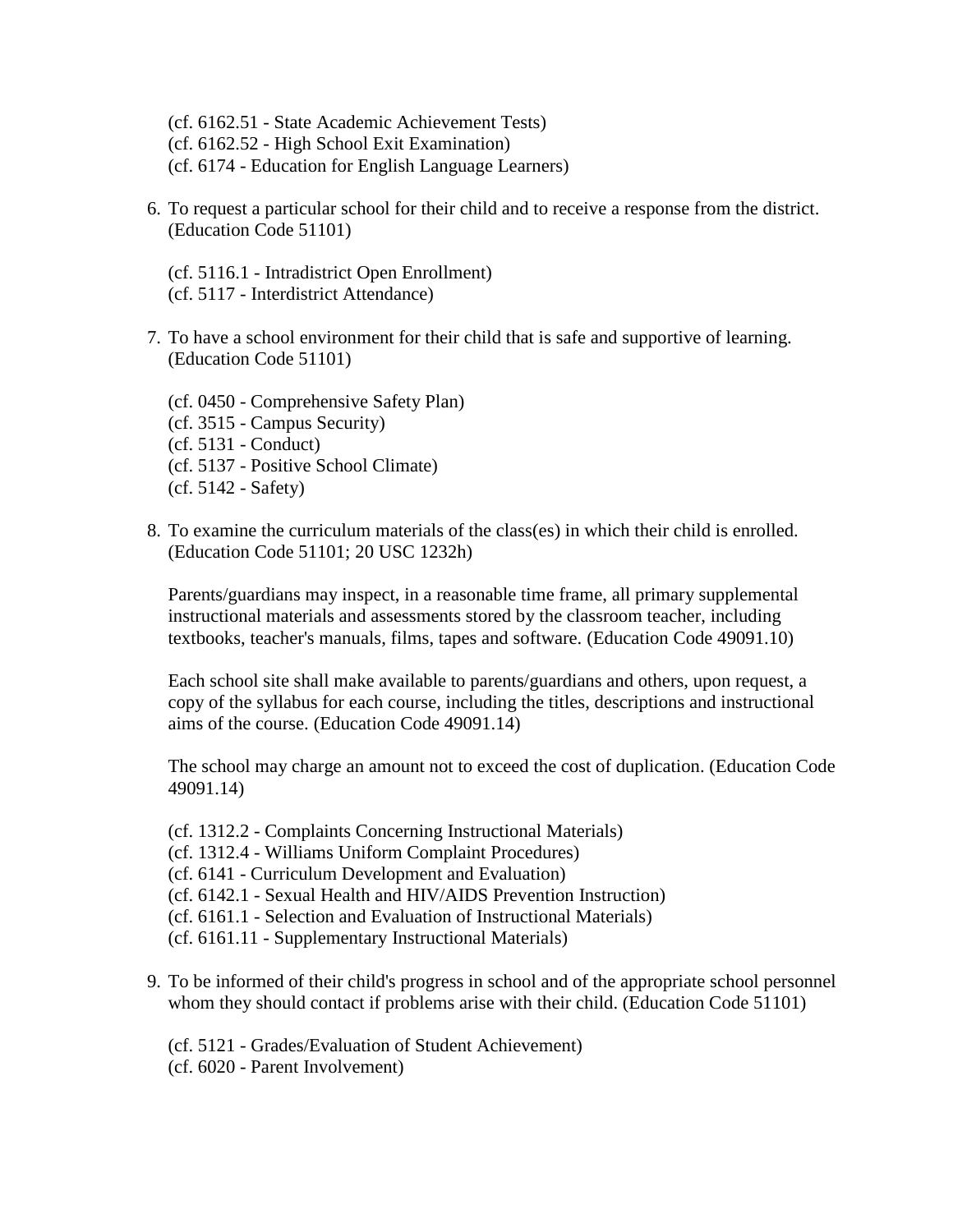(cf. 6162.51 - State Academic Achievement Tests)
(cf. 6162.52 - High School Exit Examination)
(cf. 6174 - Education for English Language Learners)

6. To request a particular school for their child and to receive a response from the district. (Education Code 51101)

   (cf. 5116.1 - Intradistrict Open Enrollment)
   (cf. 5117 - Interdistrict Attendance)

7. To have a school environment for their child that is safe and supportive of learning. (Education Code 51101)

   (cf. 0450 - Comprehensive Safety Plan)
   (cf. 3515 - Campus Security)
   (cf. 5131 - Conduct)
   (cf. 5137 - Positive School Climate)
   (cf. 5142 - Safety)

8. To examine the curriculum materials of the class(es) in which their child is enrolled. (Education Code 51101; 20 USC 1232h)

   Parents/guardians may inspect, in a reasonable time frame, all primary supplemental instructional materials and assessments stored by the classroom teacher, including textbooks, teacher's manuals, films, tapes and software. (Education Code 49091.10)

   Each school site shall make available to parents/guardians and others, upon request, a copy of the syllabus for each course, including the titles, descriptions and instructional aims of the course. (Education Code 49091.14)

   The school may charge an amount not to exceed the cost of duplication. (Education Code 49091.14)

   (cf. 1312.2 - Complaints Concerning Instructional Materials)
   (cf. 1312.4 - Williams Uniform Complaint Procedures)
   (cf. 6141 - Curriculum Development and Evaluation)
   (cf. 6142.1 - Sexual Health and HIV/AIDS Prevention Instruction)
   (cf. 6161.1 - Selection and Evaluation of Instructional Materials)
   (cf. 6161.11 - Supplementary Instructional Materials)

9. To be informed of their child's progress in school and of the appropriate school personnel whom they should contact if problems arise with their child. (Education Code 51101)

   (cf. 5121 - Grades/Evaluation of Student Achievement)
   (cf. 6020 - Parent Involvement)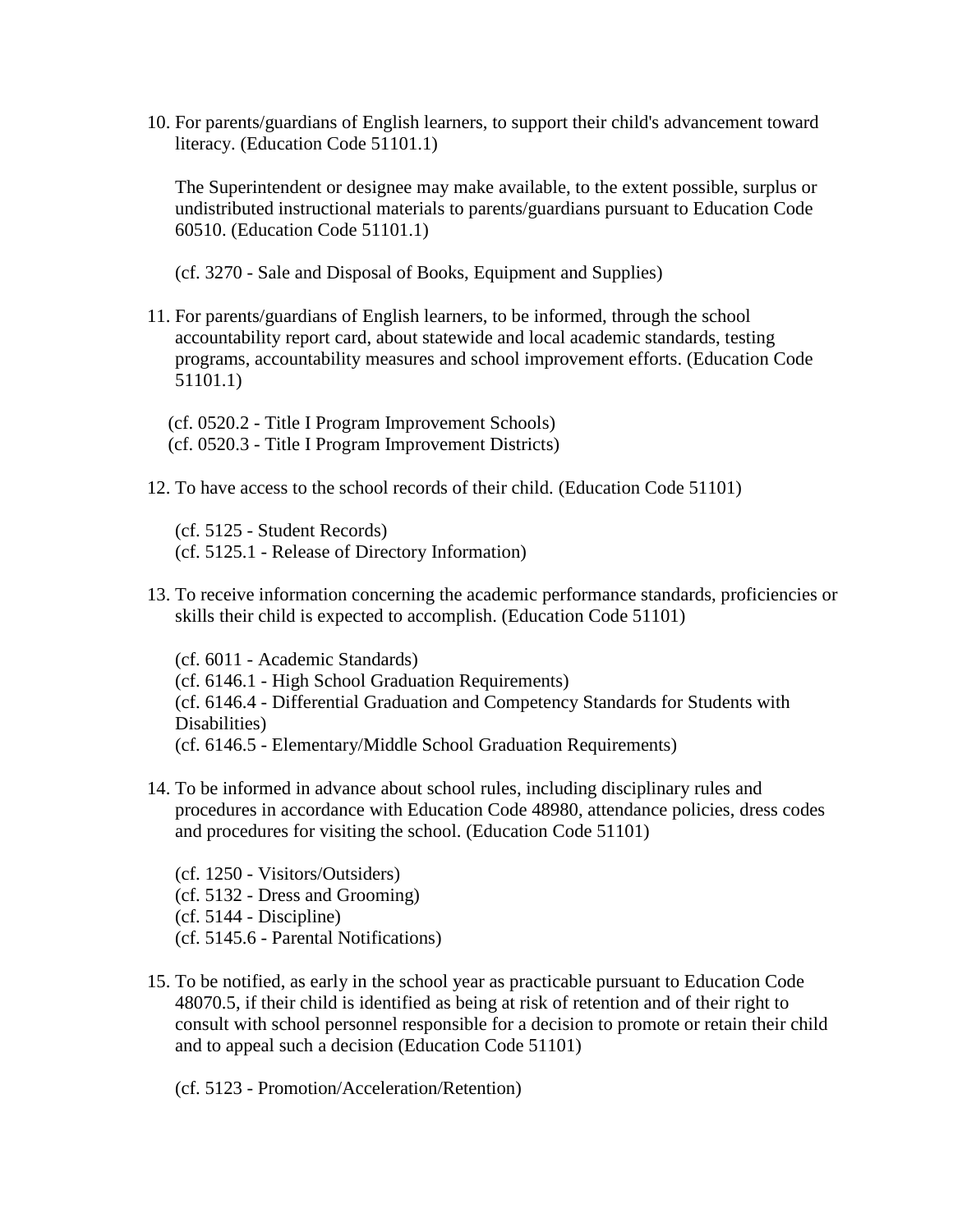10. For parents/guardians of English learners, to support their child's advancement toward literacy. (Education Code 51101.1)

    The Superintendent or designee may make available, to the extent possible, surplus or undistributed instructional materials to parents/guardians pursuant to Education Code 60510. (Education Code 51101.1)

    (cf. 3270 - Sale and Disposal of Books, Equipment and Supplies)

11. For parents/guardians of English learners, to be informed, through the school accountability report card, about statewide and local academic standards, testing programs, accountability measures and school improvement efforts. (Education Code 51101.1)

    (cf. 0520.2 - Title I Program Improvement Schools)
    (cf. 0520.3 - Title I Program Improvement Districts)

12. To have access to the school records of their child. (Education Code 51101)

    (cf. 5125 - Student Records)
    (cf. 5125.1 - Release of Directory Information)

13. To receive information concerning the academic performance standards, proficiencies or skills their child is expected to accomplish. (Education Code 51101)

    (cf. 6011 - Academic Standards)
    (cf. 6146.1 - High School Graduation Requirements)
    (cf. 6146.4 - Differential Graduation and Competency Standards for Students with Disabilities)
    (cf. 6146.5 - Elementary/Middle School Graduation Requirements)

14. To be informed in advance about school rules, including disciplinary rules and procedures in accordance with Education Code 48980, attendance policies, dress codes and procedures for visiting the school. (Education Code 51101)

    (cf. 1250 - Visitors/Outsiders)
    (cf. 5132 - Dress and Grooming)
    (cf. 5144 - Discipline)
    (cf. 5145.6 - Parental Notifications)

15. To be notified, as early in the school year as practicable pursuant to Education Code 48070.5, if their child is identified as being at risk of retention and of their right to consult with school personnel responsible for a decision to promote or retain their child and to appeal such a decision (Education Code 51101)

    (cf. 5123 - Promotion/Acceleration/Retention)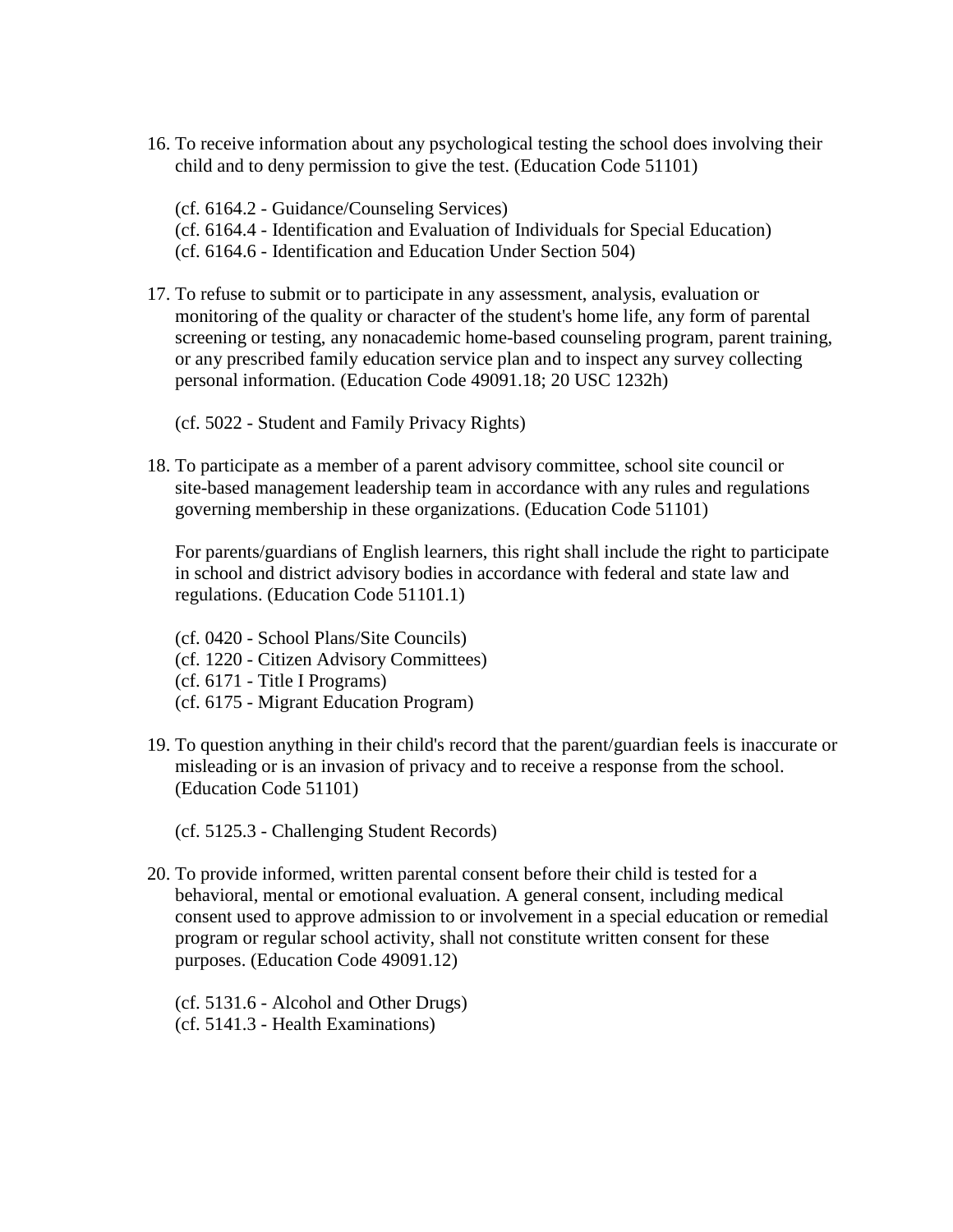16. To receive information about any psychological testing the school does involving their child and to deny permission to give the test. (Education Code 51101)

    (cf. 6164.2 - Guidance/Counseling Services)
    (cf. 6164.4 - Identification and Evaluation of Individuals for Special Education)
    (cf. 6164.6 - Identification and Education Under Section 504)

17. To refuse to submit or to participate in any assessment, analysis, evaluation or monitoring of the quality or character of the student's home life, any form of parental screening or testing, any nonacademic home-based counseling program, parent training, or any prescribed family education service plan and to inspect any survey collecting personal information. (Education Code 49091.18; 20 USC 1232h)

    (cf. 5022 - Student and Family Privacy Rights)

18. To participate as a member of a parent advisory committee, school site council or site-based management leadership team in accordance with any rules and regulations governing membership in these organizations. (Education Code 51101)

    For parents/guardians of English learners, this right shall include the right to participate in school and district advisory bodies in accordance with federal and state law and regulations. (Education Code 51101.1)

    (cf. 0420 - School Plans/Site Councils)
    (cf. 1220 - Citizen Advisory Committees)
    (cf. 6171 - Title I Programs)
    (cf. 6175 - Migrant Education Program)

19. To question anything in their child's record that the parent/guardian feels is inaccurate or misleading or is an invasion of privacy and to receive a response from the school. (Education Code 51101)

    (cf. 5125.3 - Challenging Student Records)

20. To provide informed, written parental consent before their child is tested for a behavioral, mental or emotional evaluation. A general consent, including medical consent used to approve admission to or involvement in a special education or remedial program or regular school activity, shall not constitute written consent for these purposes. (Education Code 49091.12)

    (cf. 5131.6 - Alcohol and Other Drugs)
    (cf. 5141.3 - Health Examinations)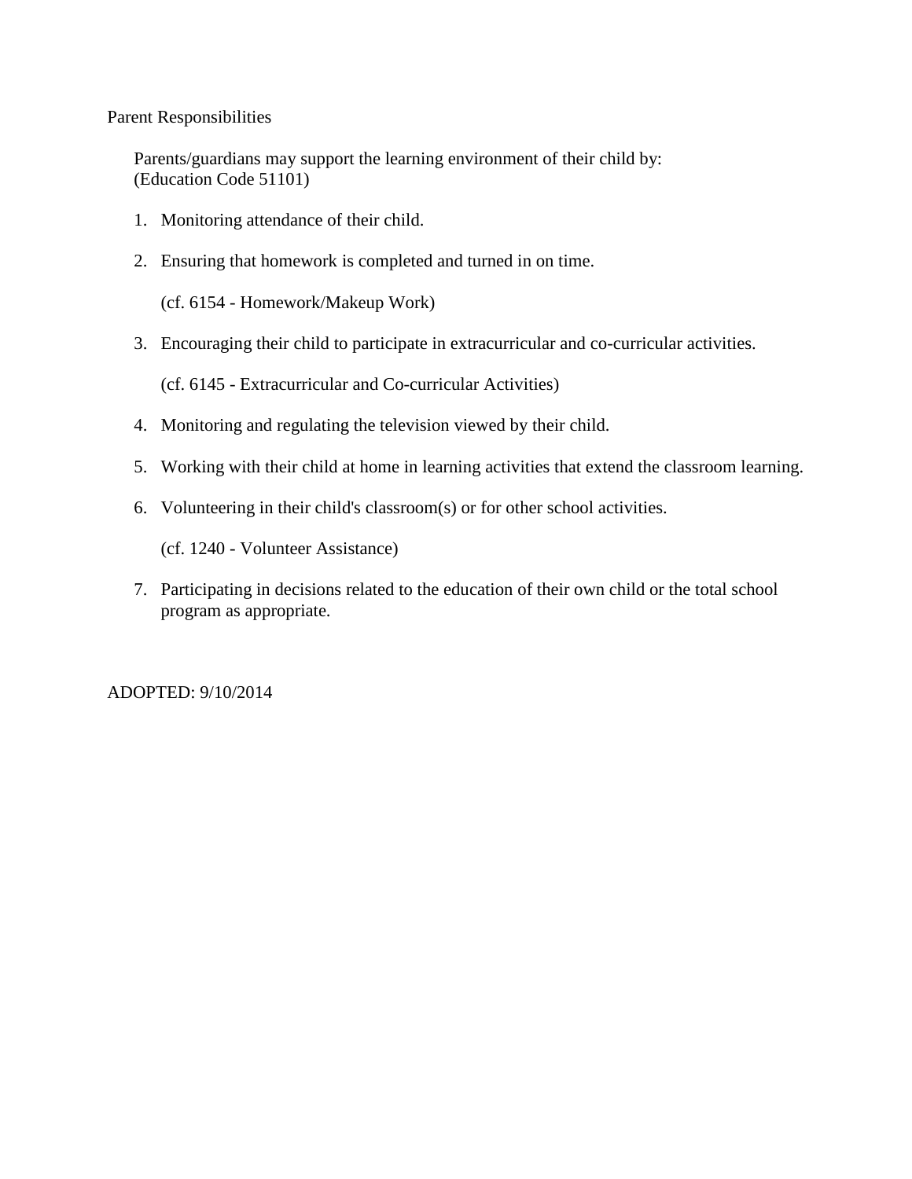Parent Responsibilities

Parents/guardians may support the learning environment of their child by:
(Education Code 51101)

1. Monitoring attendance of their child.

2. Ensuring that homework is completed and turned in on time.

   (cf. 6154 - Homework/Makeup Work)

3. Encouraging their child to participate in extracurricular and co-curricular activities.

   (cf. 6145 - Extracurricular and Co-curricular Activities)

4. Monitoring and regulating the television viewed by their child.

5. Working with their child at home in learning activities that extend the classroom learning.

6. Volunteering in their child's classroom(s) or for other school activities.

   (cf. 1240 - Volunteer Assistance)

7. Participating in decisions related to the education of their own child or the total school program as appropriate.

ADOPTED: 9/10/2014